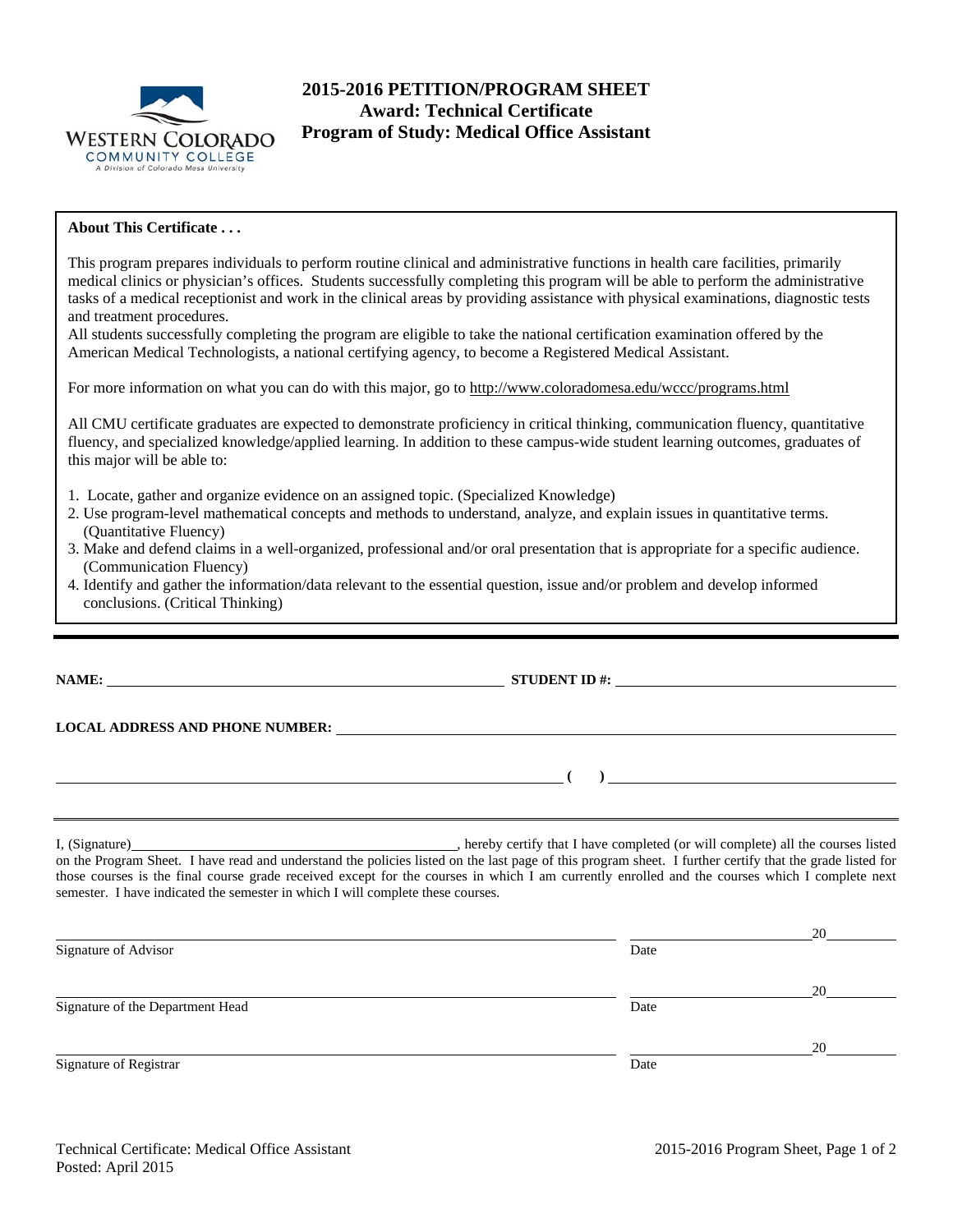# 2015-2016 PETITION/PROGRAM SHEET
## Award: Technical Certificate
## Program of Study: Medical Office Assistant

**About This Certificate . . .**

This program prepares individuals to perform routine clinical and administrative functions in health care facilities, primarily medical clinics or physician's offices. Students successfully completing this program will be able to perform the administrative tasks of a medical receptionist and work in the clinical areas by providing assistance with physical examinations, diagnostic tests and treatment procedures.
All students successfully completing the program are eligible to take the national certification examination offered by the American Medical Technologists, a national certifying agency, to become a Registered Medical Assistant.

For more information on what you can do with this major, go to http://www.coloradomesa.edu/wccc/programs.html

All CMU certificate graduates are expected to demonstrate proficiency in critical thinking, communication fluency, quantitative fluency, and specialized knowledge/applied learning. In addition to these campus-wide student learning outcomes, graduates of this major will be able to:

1. Locate, gather and organize evidence on an assigned topic. (Specialized Knowledge)
2. Use program-level mathematical concepts and methods to understand, analyze, and explain issues in quantitative terms. (Quantitative Fluency)
3. Make and defend claims in a well-organized, professional and/or oral presentation that is appropriate for a specific audience. (Communication Fluency)
4. Identify and gather the information/data relevant to the essential question, issue and/or problem and develop informed conclusions. (Critical Thinking)

---

**NAME:** ______________________ **STUDENT ID #:** ______________________

**LOCAL ADDRESS AND PHONE NUMBER:** ______________________

______________________ **( )** ______________________

---

I, (Signature)______________________, hereby certify that I have completed (or will complete) all the courses listed on the Program Sheet. I have read and understand the policies listed on the last page of this program sheet. I further certify that the grade listed for those courses is the final course grade received except for the courses in which I am currently enrolled and the courses which I complete next semester. I have indicated the semester in which I will complete these courses.

______________________ Signature of Advisor &nbsp;&nbsp;&nbsp; ______________ Date 20____

______________________ Signature of the Department Head &nbsp;&nbsp;&nbsp; ______________ Date 20____

______________________ Signature of Registrar &nbsp;&nbsp;&nbsp; ______________ Date 20____

Technical Certificate: Medical Office Assistant
Posted: April 2015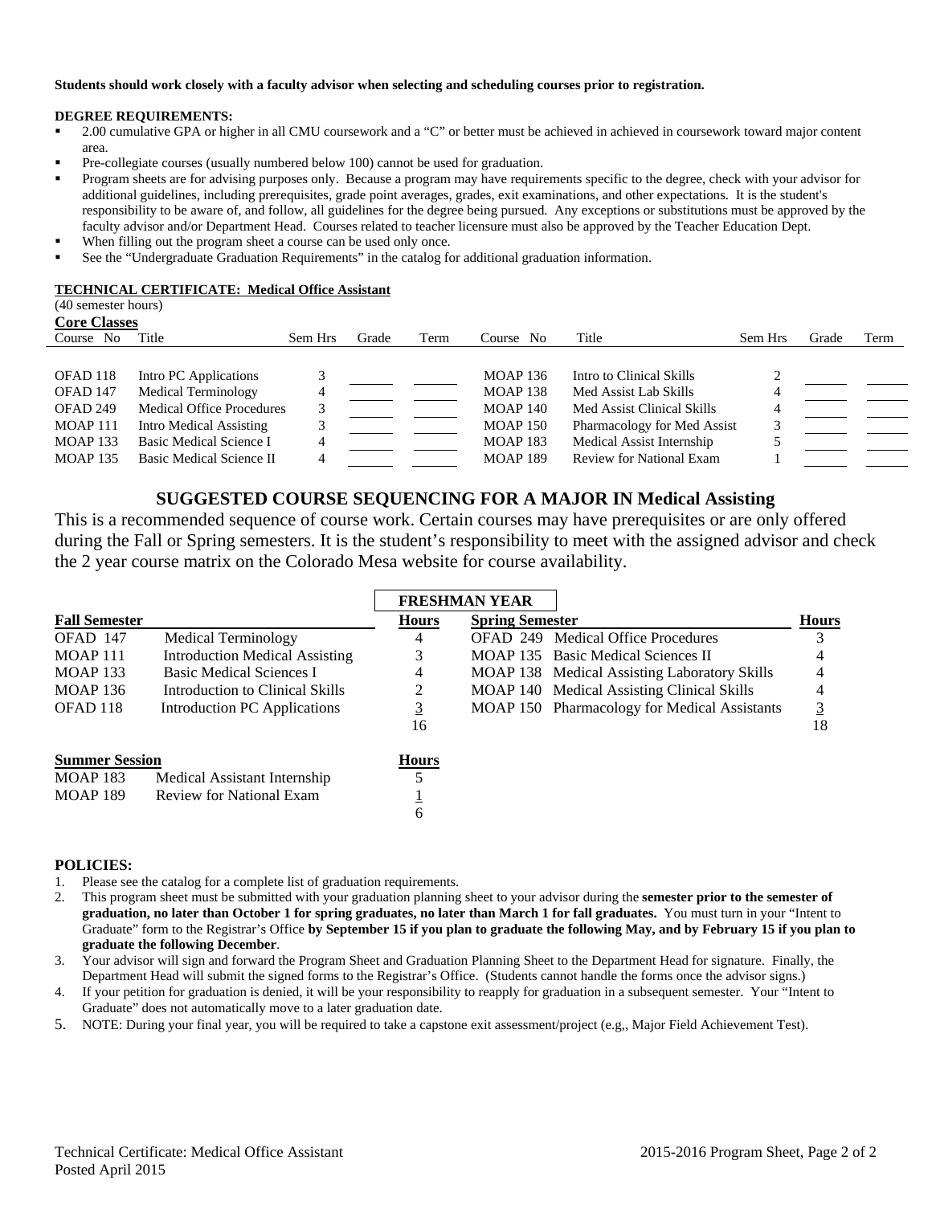**Students should work closely with a faculty advisor when selecting and scheduling courses prior to registration.**

**DEGREE REQUIREMENTS:**

- 2.00 cumulative GPA or higher in all CMU coursework and a "C" or better must be achieved in achieved in coursework toward major content area.
- Pre-collegiate courses (usually numbered below 100) cannot be used for graduation.
- Program sheets are for advising purposes only. Because a program may have requirements specific to the degree, check with your advisor for additional guidelines, including prerequisites, grade point averages, grades, exit examinations, and other expectations. It is the student's responsibility to be aware of, and follow, all guidelines for the degree being pursued. Any exceptions or substitutions must be approved by the faculty advisor and/or Department Head. Courses related to teacher licensure must also be approved by the Teacher Education Dept.
- When filling out the program sheet a course can be used only once.
- See the "Undergraduate Graduation Requirements" in the catalog for additional graduation information.

**TECHNICAL CERTIFICATE: Medical Office Assistant**

(40 semester hours)

**Core Classes**

| Course No | Title | Sem Hrs | Grade | Term | Course No | Title | Sem Hrs | Grade | Term |
|---|---|---|---|---|---|---|---|---|---|
| OFAD 118 | Intro PC Applications | 3 | | | MOAP 136 | Intro to Clinical Skills | 2 | | |
| OFAD 147 | Medical Terminology | 4 | | | MOAP 138 | Med Assist Lab Skills | 4 | | |
| OFAD 249 | Medical Office Procedures | 3 | | | MOAP 140 | Med Assist Clinical Skills | 4 | | |
| MOAP 111 | Intro Medical Assisting | 3 | | | MOAP 150 | Pharmacology for Med Assist | 3 | | |
| MOAP 133 | Basic Medical Science I | 4 | | | MOAP 183 | Medical Assist Internship | 5 | | |
| MOAP 135 | Basic Medical Science II | 4 | | | MOAP 189 | Review for National Exam | 1 | | |

## SUGGESTED COURSE SEQUENCING FOR A MAJOR IN Medical Assisting

This is a recommended sequence of course work. Certain courses may have prerequisites or are only offered during the Fall or Spring semesters. It is the student's responsibility to meet with the assigned advisor and check the 2 year course matrix on the Colorado Mesa website for course availability.

**FRESHMAN YEAR**

| Fall Semester | | Hours | Spring Semester | | Hours |
|---|---|---|---|---|---|
| OFAD 147 | Medical Terminology | 4 | OFAD 249 | Medical Office Procedures | 3 |
| MOAP 111 | Introduction Medical Assisting | 3 | MOAP 135 | Basic Medical Sciences II | 4 |
| MOAP 133 | Basic Medical Sciences I | 4 | MOAP 138 | Medical Assisting Laboratory Skills | 4 |
| MOAP 136 | Introduction to Clinical Skills | 2 | MOAP 140 | Medical Assisting Clinical Skills | 4 |
| OFAD 118 | Introduction PC Applications | 3 | MOAP 150 | Pharmacology for Medical Assistants | 3 |
| | | 16 | | | 18 |

| Summer Session | | Hours |
|---|---|---|
| MOAP 183 | Medical Assistant Internship | 5 |
| MOAP 189 | Review for National Exam | 1 |
| | | 6 |

**POLICIES:**

1. Please see the catalog for a complete list of graduation requirements.
2. This program sheet must be submitted with your graduation planning sheet to your advisor during the **semester prior to the semester of graduation, no later than October 1 for spring graduates, no later than March 1 for fall graduates.** You must turn in your "Intent to Graduate" form to the Registrar's Office **by September 15 if you plan to graduate the following May, and by February 15 if you plan to graduate the following December**.
3. Your advisor will sign and forward the Program Sheet and Graduation Planning Sheet to the Department Head for signature. Finally, the Department Head will submit the signed forms to the Registrar's Office. (Students cannot handle the forms once the advisor signs.)
4. If your petition for graduation is denied, it will be your responsibility to reapply for graduation in a subsequent semester. Your "Intent to Graduate" does not automatically move to a later graduation date.
5. NOTE: During your final year, you will be required to take a capstone exit assessment/project (e.g,, Major Field Achievement Test).

Technical Certificate: Medical Office Assistant
Posted April 2015